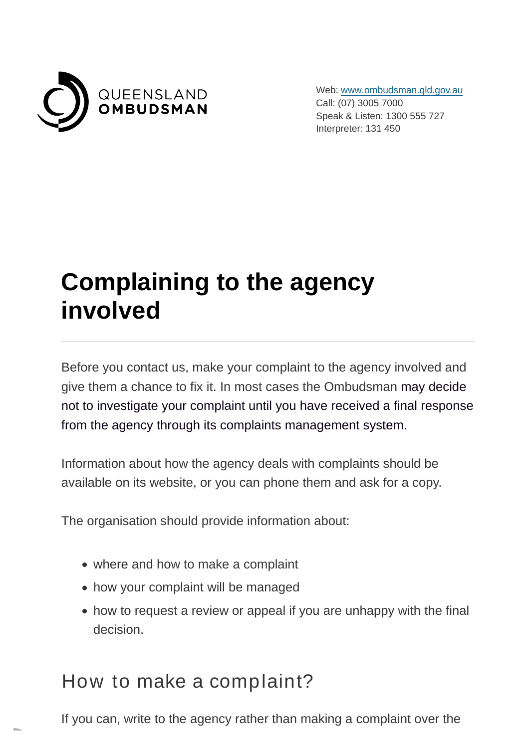QUEENSLAND
**OMBUDSMAN**

Web: [www.ombudsman.qld.gov.au](http://www.ombudsman.qld.gov.au)
Call: (07) 3005 7000
Speak & Listen: 1300 555 727
Interpreter: 131 450

# Complaining to the agency involved

Before you contact us, make your complaint to the agency involved and give them a chance to fix it. In most cases the Ombudsman may decide not to investigate your complaint until you have received a final response from the agency through its complaints management system.

Information about how the agency deals with complaints should be available on its website, or you can phone them and ask for a copy.

The organisation should provide information about:

- where and how to make a complaint
- how your complaint will be managed
- how to request a review or appeal if you are unhappy with the final decision.

## How to make a complaint?

If you can, write to the agency rather than making a complaint over the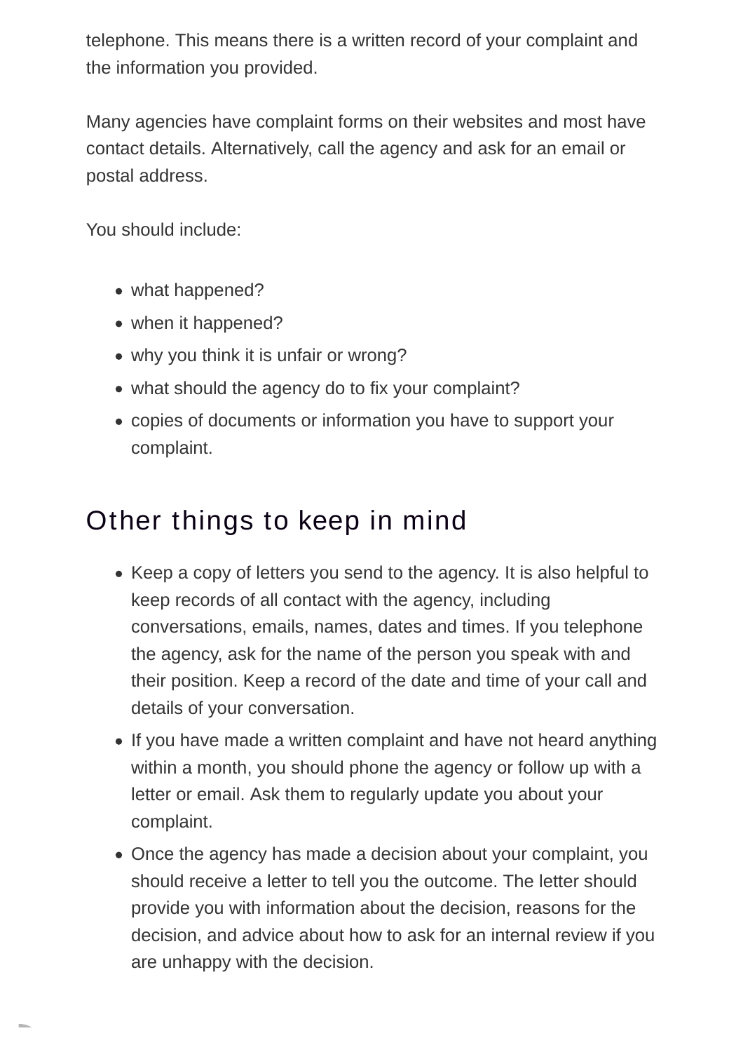telephone. This means there is a written record of your complaint and the information you provided.

Many agencies have complaint forms on their websites and most have contact details. Alternatively, call the agency and ask for an email or postal address.

You should include:

- what happened?
- when it happened?
- why you think it is unfair or wrong?
- what should the agency do to fix your complaint?
- copies of documents or information you have to support your complaint.

## Other things to keep in mind

- Keep a copy of letters you send to the agency. It is also helpful to keep records of all contact with the agency, including conversations, emails, names, dates and times. If you telephone the agency, ask for the name of the person you speak with and their position. Keep a record of the date and time of your call and details of your conversation.
- If you have made a written complaint and have not heard anything within a month, you should phone the agency or follow up with a letter or email. Ask them to regularly update you about your complaint.
- Once the agency has made a decision about your complaint, you should receive a letter to tell you the outcome. The letter should provide you with information about the decision, reasons for the decision, and advice about how to ask for an internal review if you are unhappy with the decision.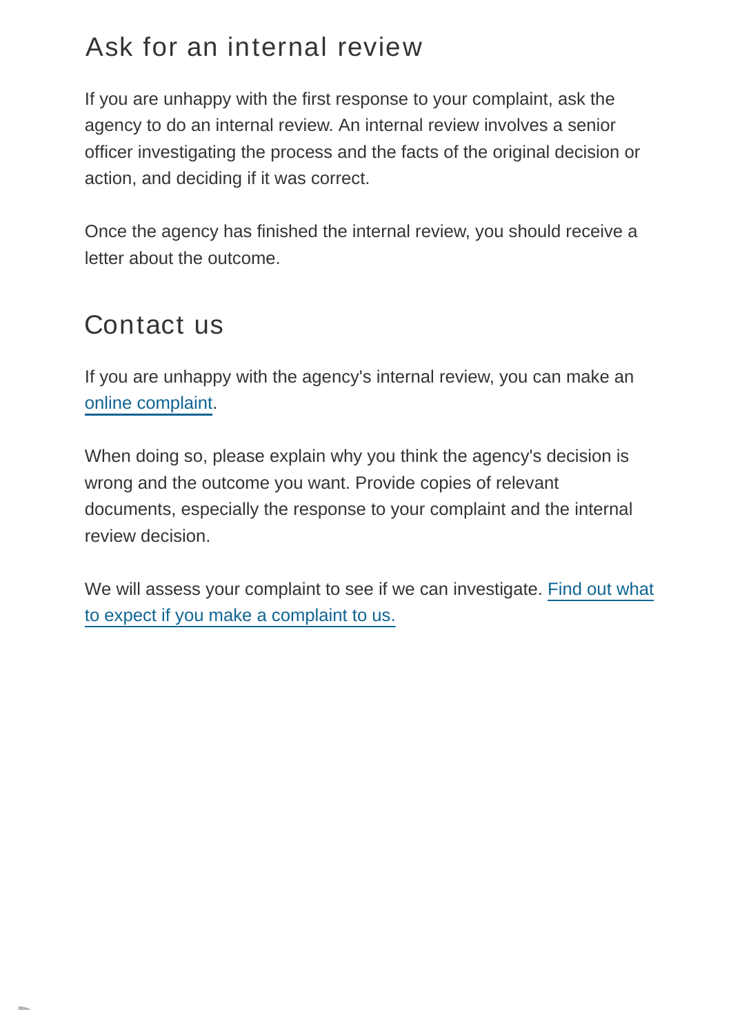## Ask for an internal review

If you are unhappy with the first response to your complaint, ask the agency to do an internal review. An internal review involves a senior officer investigating the process and the facts of the original decision or action, and deciding if it was correct.

Once the agency has finished the internal review, you should receive a letter about the outcome.

## Contact us

If you are unhappy with the agency's internal review, you can make an online complaint.

When doing so, please explain why you think the agency's decision is wrong and the outcome you want. Provide copies of relevant documents, especially the response to your complaint and the internal review decision.

We will assess your complaint to see if we can investigate. Find out what to expect if you make a complaint to us.